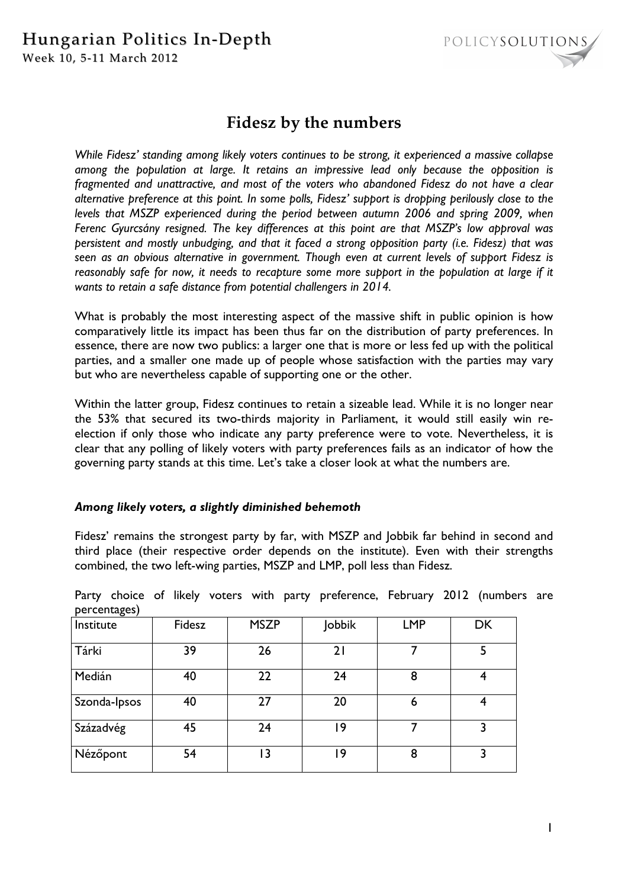# Fidesz by the numbers

*While Fidesz' standing among likely voters continues to be strong, it experienced a massive collapse among the population at large. It retains an impressive lead only because the opposition is fragmented and unattractive, and most of the voters who abandoned Fidesz do not have a clear alternative preference at this point. In some polls, Fidesz' support is dropping perilously close to the levels that MSZP experienced during the period between autumn 2006 and spring 2009, when Ferenc Gyurcsány resigned. The key differences at this point are that MSZP's low approval was persistent and mostly unbudging, and that it faced a strong opposition party (i.e. Fidesz) that was seen as an obvious alternative in government. Though even at current levels of support Fidesz is reasonably safe for now, it needs to recapture some more support in the population at large if it wants to retain a safe distance from potential challengers in 2014.*

What is probably the most interesting aspect of the massive shift in public opinion is how comparatively little its impact has been thus far on the distribution of party preferences. In essence, there are now two publics: a larger one that is more or less fed up with the political parties, and a smaller one made up of people whose satisfaction with the parties may vary but who are nevertheless capable of supporting one or the other.

Within the latter group, Fidesz continues to retain a sizeable lead. While it is no longer near the 53% that secured its two-thirds majority in Parliament, it would still easily win re-election if only those who indicate any party preference were to vote. Nevertheless, it is clear that any polling of likely voters with party preferences fails as an indicator of how the governing party stands at this time. Let's take a closer look at what the numbers are.

### *Among likely voters, a slightly diminished behemoth*

Fidesz' remains the strongest party by far, with MSZP and Jobbik far behind in second and third place (their respective order depends on the institute). Even with their strengths combined, the two left-wing parties, MSZP and LMP, poll less than Fidesz.

Party choice of likely voters with party preference, February 2012 (numbers are percentages)

| Institute | Fidesz | MSZP | Jobbik | LMP | DK |
|---|---|---|---|---|---|
| Tárki | 39 | 26 | 21 | 7 | 5 |
| Medián | 40 | 22 | 24 | 8 | 4 |
| Szonda-Ipsos | 40 | 27 | 20 | 6 | 4 |
| Századvég | 45 | 24 | 19 | 7 | 3 |
| Nézőpont | 54 | 13 | 19 | 8 | 3 |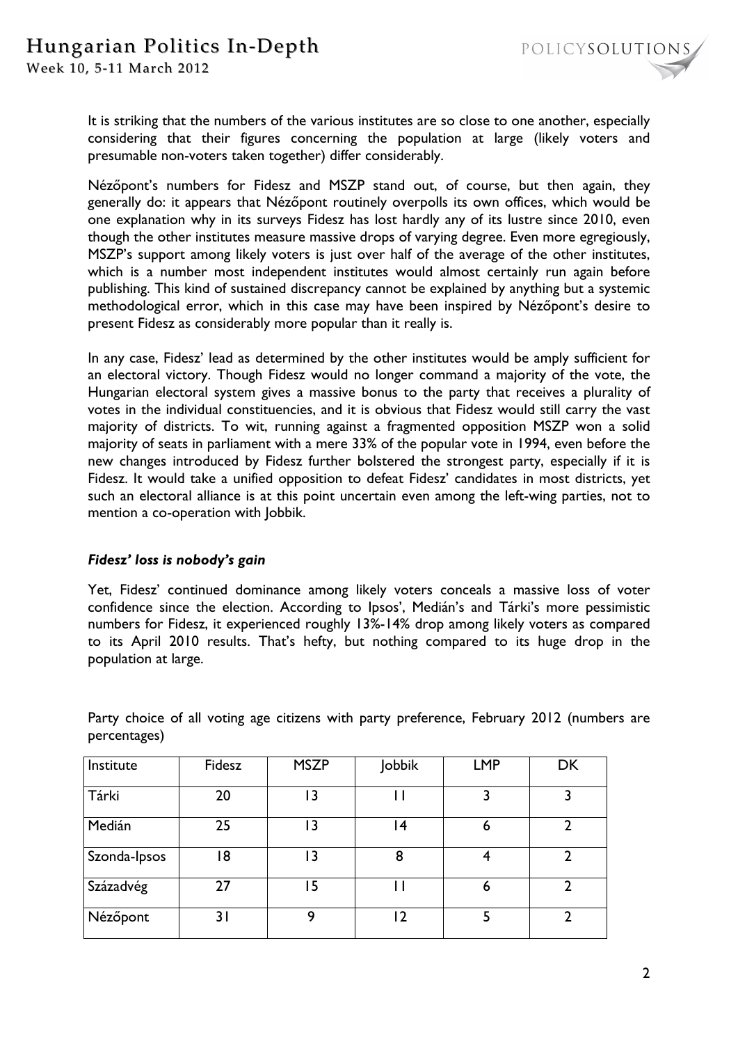It is striking that the numbers of the various institutes are so close to one another, especially considering that their figures concerning the population at large (likely voters and presumable non-voters taken together) differ considerably.

Nézőpont's numbers for Fidesz and MSZP stand out, of course, but then again, they generally do: it appears that Nézőpont routinely overpolls its own offices, which would be one explanation why in its surveys Fidesz has lost hardly any of its lustre since 2010, even though the other institutes measure massive drops of varying degree. Even more egregiously, MSZP's support among likely voters is just over half of the average of the other institutes, which is a number most independent institutes would almost certainly run again before publishing. This kind of sustained discrepancy cannot be explained by anything but a systemic methodological error, which in this case may have been inspired by Nézőpont's desire to present Fidesz as considerably more popular than it really is.

In any case, Fidesz' lead as determined by the other institutes would be amply sufficient for an electoral victory. Though Fidesz would no longer command a majority of the vote, the Hungarian electoral system gives a massive bonus to the party that receives a plurality of votes in the individual constituencies, and it is obvious that Fidesz would still carry the vast majority of districts. To wit, running against a fragmented opposition MSZP won a solid majority of seats in parliament with a mere 33% of the popular vote in 1994, even before the new changes introduced by Fidesz further bolstered the strongest party, especially if it is Fidesz. It would take a unified opposition to defeat Fidesz' candidates in most districts, yet such an electoral alliance is at this point uncertain even among the left-wing parties, not to mention a co-operation with Jobbik.

### *Fidesz' loss is nobody's gain*

Yet, Fidesz' continued dominance among likely voters conceals a massive loss of voter confidence since the election. According to Ipsos', Medián's and Tárki's more pessimistic numbers for Fidesz, it experienced roughly 13%-14% drop among likely voters as compared to its April 2010 results. That's hefty, but nothing compared to its huge drop in the population at large.

Party choice of all voting age citizens with party preference, February 2012 (numbers are percentages)

| Institute | Fidesz | MSZP | Jobbik | LMP | DK |
|---|---|---|---|---|---|
| Tárki | 20 | 13 | 11 | 3 | 3 |
| Medián | 25 | 13 | 14 | 6 | 2 |
| Szonda-Ipsos | 18 | 13 | 8 | 4 | 2 |
| Századvég | 27 | 15 | 11 | 6 | 2 |
| Nézőpont | 31 | 9 | 12 | 5 | 2 |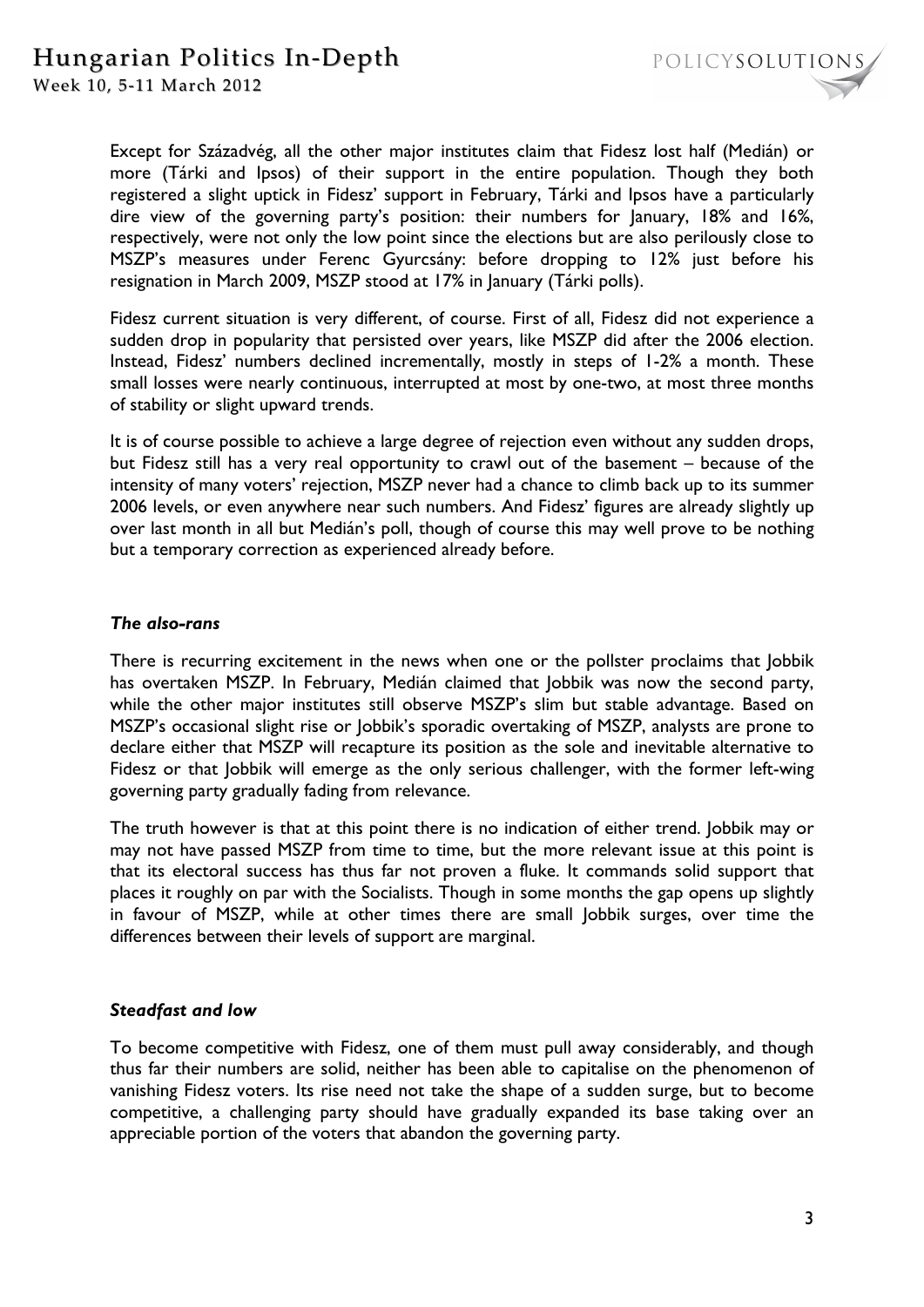Except for Századvég, all the other major institutes claim that Fidesz lost half (Medián) or more (Tárki and Ipsos) of their support in the entire population. Though they both registered a slight uptick in Fidesz' support in February, Tárki and Ipsos have a particularly dire view of the governing party's position: their numbers for January, 18% and 16%, respectively, were not only the low point since the elections but are also perilously close to MSZP's measures under Ferenc Gyurcsány: before dropping to 12% just before his resignation in March 2009, MSZP stood at 17% in January (Tárki polls).

Fidesz current situation is very different, of course. First of all, Fidesz did not experience a sudden drop in popularity that persisted over years, like MSZP did after the 2006 election. Instead, Fidesz' numbers declined incrementally, mostly in steps of 1-2% a month. These small losses were nearly continuous, interrupted at most by one-two, at most three months of stability or slight upward trends.

It is of course possible to achieve a large degree of rejection even without any sudden drops, but Fidesz still has a very real opportunity to crawl out of the basement – because of the intensity of many voters' rejection, MSZP never had a chance to climb back up to its summer 2006 levels, or even anywhere near such numbers. And Fidesz' figures are already slightly up over last month in all but Medián's poll, though of course this may well prove to be nothing but a temporary correction as experienced already before.

### *The also-rans*

There is recurring excitement in the news when one or the pollster proclaims that Jobbik has overtaken MSZP. In February, Medián claimed that Jobbik was now the second party, while the other major institutes still observe MSZP's slim but stable advantage. Based on MSZP's occasional slight rise or Jobbik's sporadic overtaking of MSZP, analysts are prone to declare either that MSZP will recapture its position as the sole and inevitable alternative to Fidesz or that Jobbik will emerge as the only serious challenger, with the former left-wing governing party gradually fading from relevance.

The truth however is that at this point there is no indication of either trend. Jobbik may or may not have passed MSZP from time to time, but the more relevant issue at this point is that its electoral success has thus far not proven a fluke. It commands solid support that places it roughly on par with the Socialists. Though in some months the gap opens up slightly in favour of MSZP, while at other times there are small Jobbik surges, over time the differences between their levels of support are marginal.

### *Steadfast and low*

To become competitive with Fidesz, one of them must pull away considerably, and though thus far their numbers are solid, neither has been able to capitalise on the phenomenon of vanishing Fidesz voters. Its rise need not take the shape of a sudden surge, but to become competitive, a challenging party should have gradually expanded its base taking over an appreciable portion of the voters that abandon the governing party.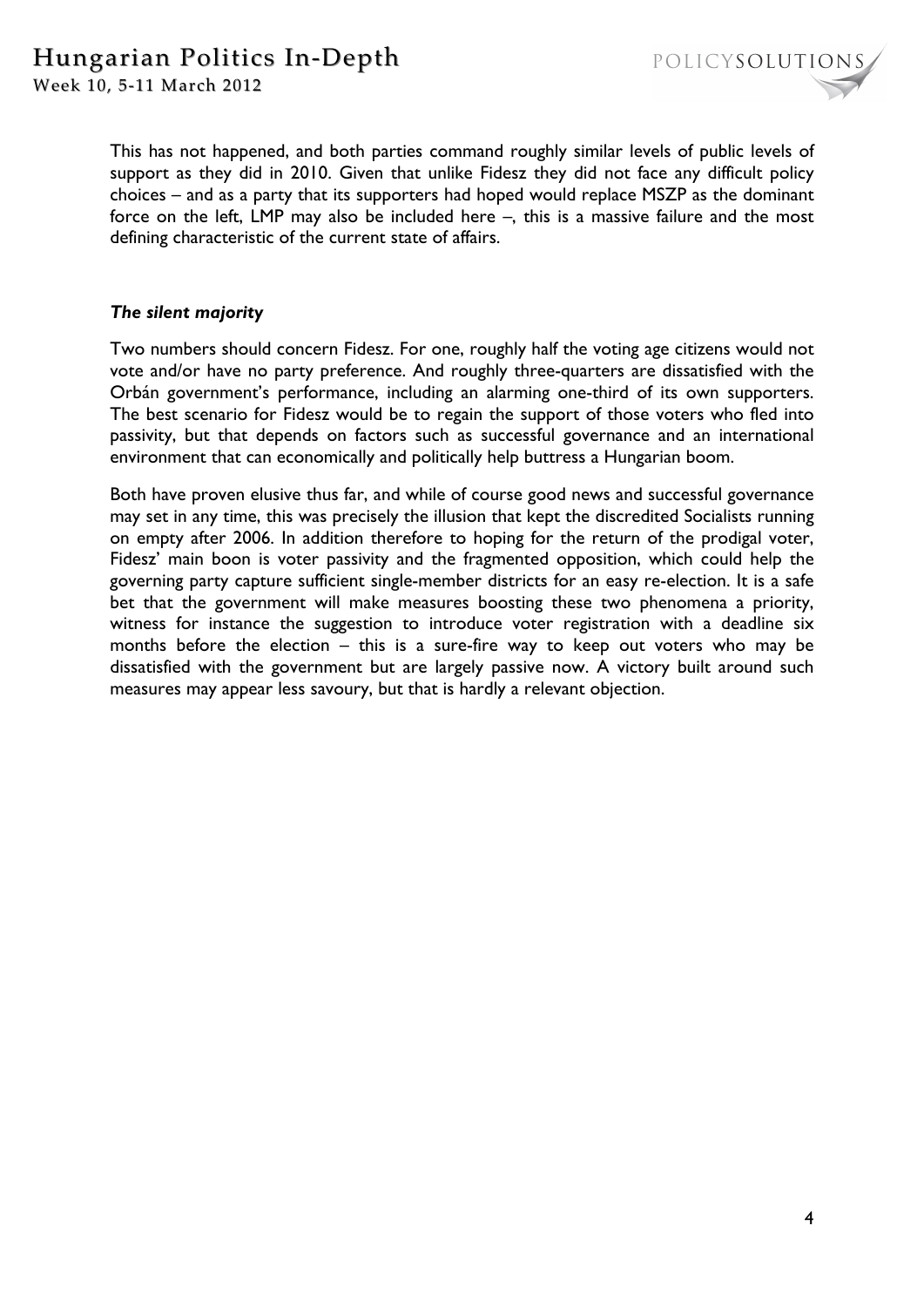This has not happened, and both parties command roughly similar levels of public levels of support as they did in 2010. Given that unlike Fidesz they did not face any difficult policy choices – and as a party that its supporters had hoped would replace MSZP as the dominant force on the left, LMP may also be included here –, this is a massive failure and the most defining characteristic of the current state of affairs.

### *The silent majority*

Two numbers should concern Fidesz. For one, roughly half the voting age citizens would not vote and/or have no party preference. And roughly three-quarters are dissatisfied with the Orbán government's performance, including an alarming one-third of its own supporters. The best scenario for Fidesz would be to regain the support of those voters who fled into passivity, but that depends on factors such as successful governance and an international environment that can economically and politically help buttress a Hungarian boom.

Both have proven elusive thus far, and while of course good news and successful governance may set in any time, this was precisely the illusion that kept the discredited Socialists running on empty after 2006. In addition therefore to hoping for the return of the prodigal voter, Fidesz' main boon is voter passivity and the fragmented opposition, which could help the governing party capture sufficient single-member districts for an easy re-election. It is a safe bet that the government will make measures boosting these two phenomena a priority, witness for instance the suggestion to introduce voter registration with a deadline six months before the election – this is a sure-fire way to keep out voters who may be dissatisfied with the government but are largely passive now. A victory built around such measures may appear less savoury, but that is hardly a relevant objection.